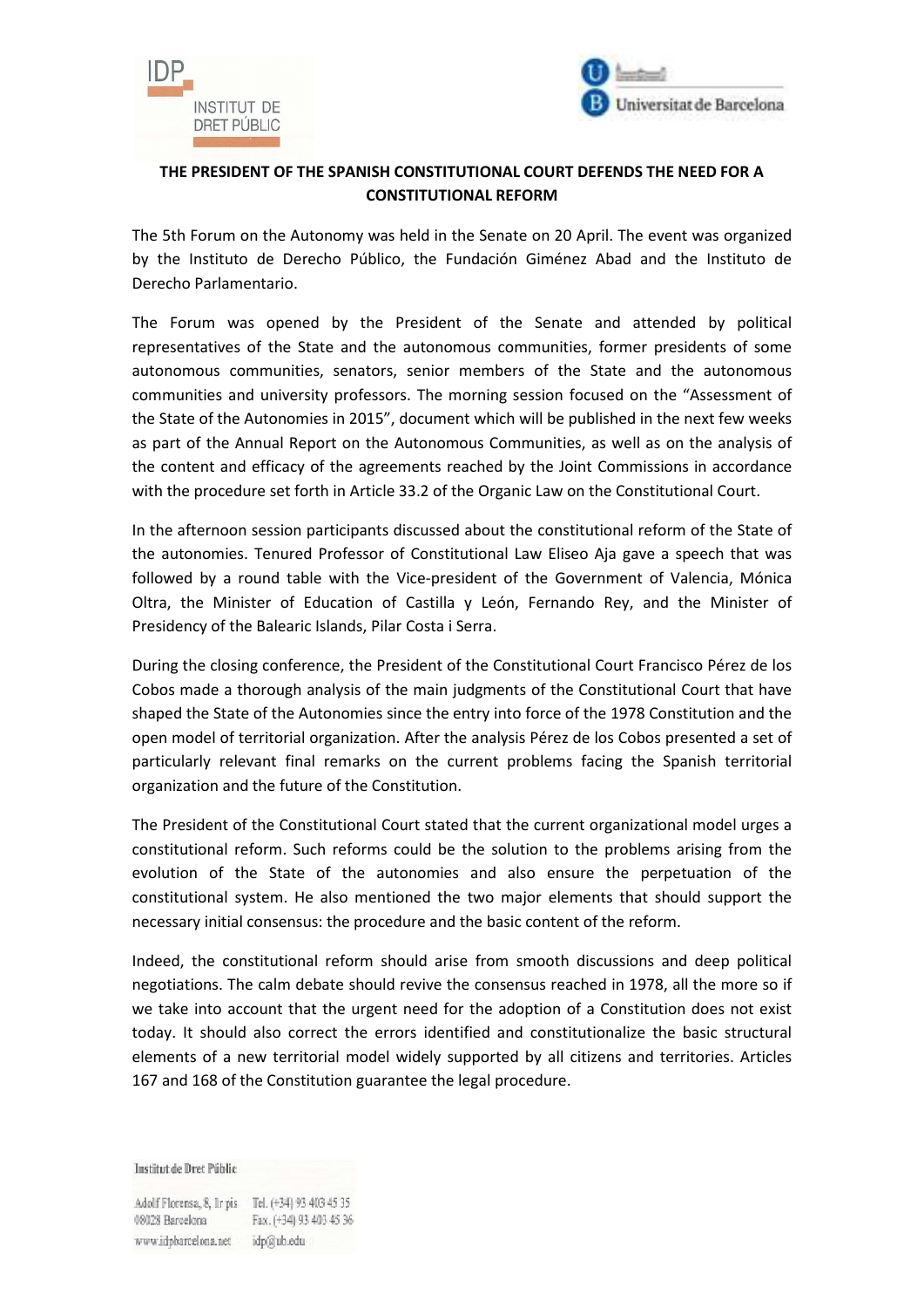**THE PRESIDENT OF THE SPANISH CONSTITUTIONAL COURT DEFENDS THE NEED FOR A CONSTITUTIONAL REFORM**

The 5th Forum on the Autonomy was held in the Senate on 20 April. The event was organized by the Instituto de Derecho Público, the Fundación Giménez Abad and the Instituto de Derecho Parlamentario.

The Forum was opened by the President of the Senate and attended by political representatives of the State and the autonomous communities, former presidents of some autonomous communities, senators, senior members of the State and the autonomous communities and university professors. The morning session focused on the "Assessment of the State of the Autonomies in 2015", document which will be published in the next few weeks as part of the Annual Report on the Autonomous Communities, as well as on the analysis of the content and efficacy of the agreements reached by the Joint Commissions in accordance with the procedure set forth in Article 33.2 of the Organic Law on the Constitutional Court.

In the afternoon session participants discussed about the constitutional reform of the State of the autonomies. Tenured Professor of Constitutional Law Eliseo Aja gave a speech that was followed by a round table with the Vice-president of the Government of Valencia, Mónica Oltra, the Minister of Education of Castilla y León, Fernando Rey, and the Minister of Presidency of the Balearic Islands, Pilar Costa i Serra.

During the closing conference, the President of the Constitutional Court Francisco Pérez de los Cobos made a thorough analysis of the main judgments of the Constitutional Court that have shaped the State of the Autonomies since the entry into force of the 1978 Constitution and the open model of territorial organization. After the analysis Pérez de los Cobos presented a set of particularly relevant final remarks on the current problems facing the Spanish territorial organization and the future of the Constitution.

The President of the Constitutional Court stated that the current organizational model urges a constitutional reform. Such reforms could be the solution to the problems arising from the evolution of the State of the autonomies and also ensure the perpetuation of the constitutional system. He also mentioned the two major elements that should support the necessary initial consensus: the procedure and the basic content of the reform.

Indeed, the constitutional reform should arise from smooth discussions and deep political negotiations. The calm debate should revive the consensus reached in 1978, all the more so if we take into account that the urgent need for the adoption of a Constitution does not exist today. It should also correct the errors identified and constitutionalize the basic structural elements of a new territorial model widely supported by all citizens and territories. Articles 167 and 168 of the Constitution guarantee the legal procedure.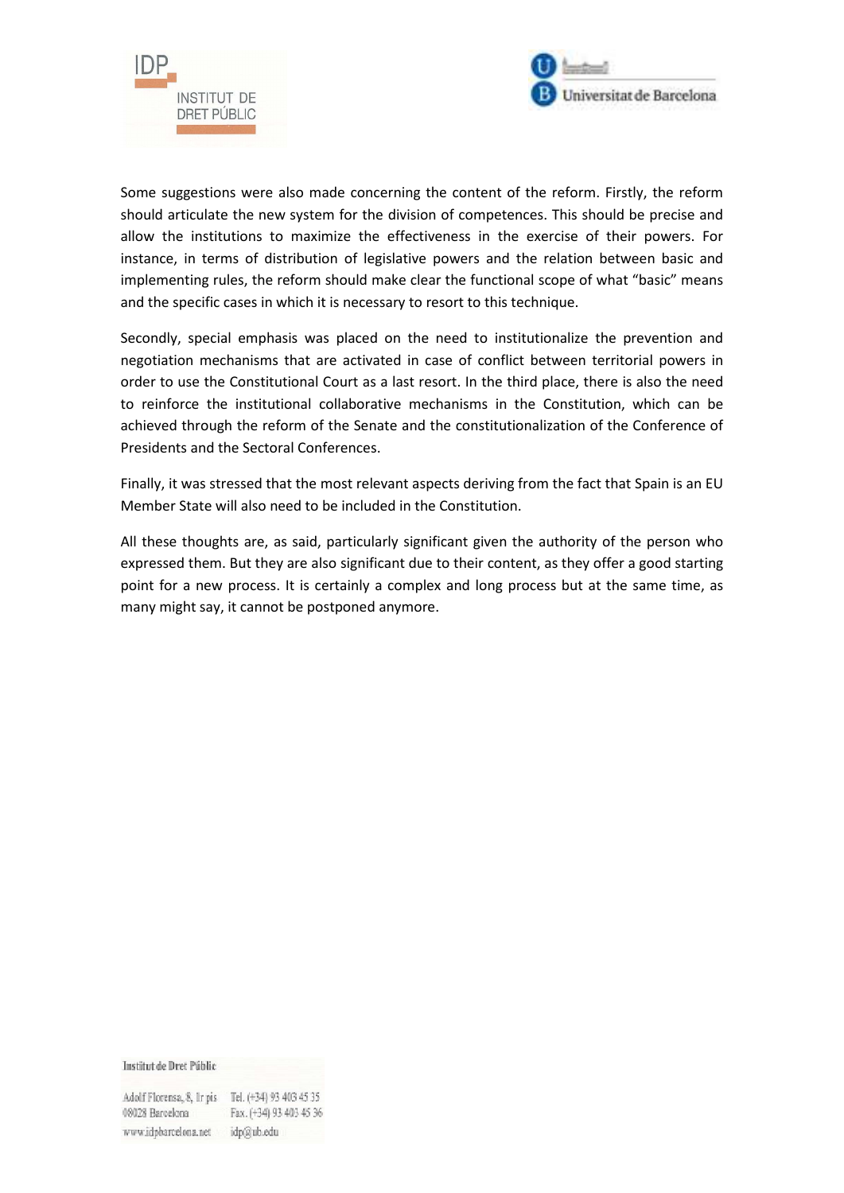Some suggestions were also made concerning the content of the reform. Firstly, the reform should articulate the new system for the division of competences. This should be precise and allow the institutions to maximize the effectiveness in the exercise of their powers. For instance, in terms of distribution of legislative powers and the relation between basic and implementing rules, the reform should make clear the functional scope of what "basic" means and the specific cases in which it is necessary to resort to this technique.

Secondly, special emphasis was placed on the need to institutionalize the prevention and negotiation mechanisms that are activated in case of conflict between territorial powers in order to use the Constitutional Court as a last resort. In the third place, there is also the need to reinforce the institutional collaborative mechanisms in the Constitution, which can be achieved through the reform of the Senate and the constitutionalization of the Conference of Presidents and the Sectoral Conferences.

Finally, it was stressed that the most relevant aspects deriving from the fact that Spain is an EU Member State will also need to be included in the Constitution.

All these thoughts are, as said, particularly significant given the authority of the person who expressed them. But they are also significant due to their content, as they offer a good starting point for a new process. It is certainly a complex and long process but at the same time, as many might say, it cannot be postponed anymore.